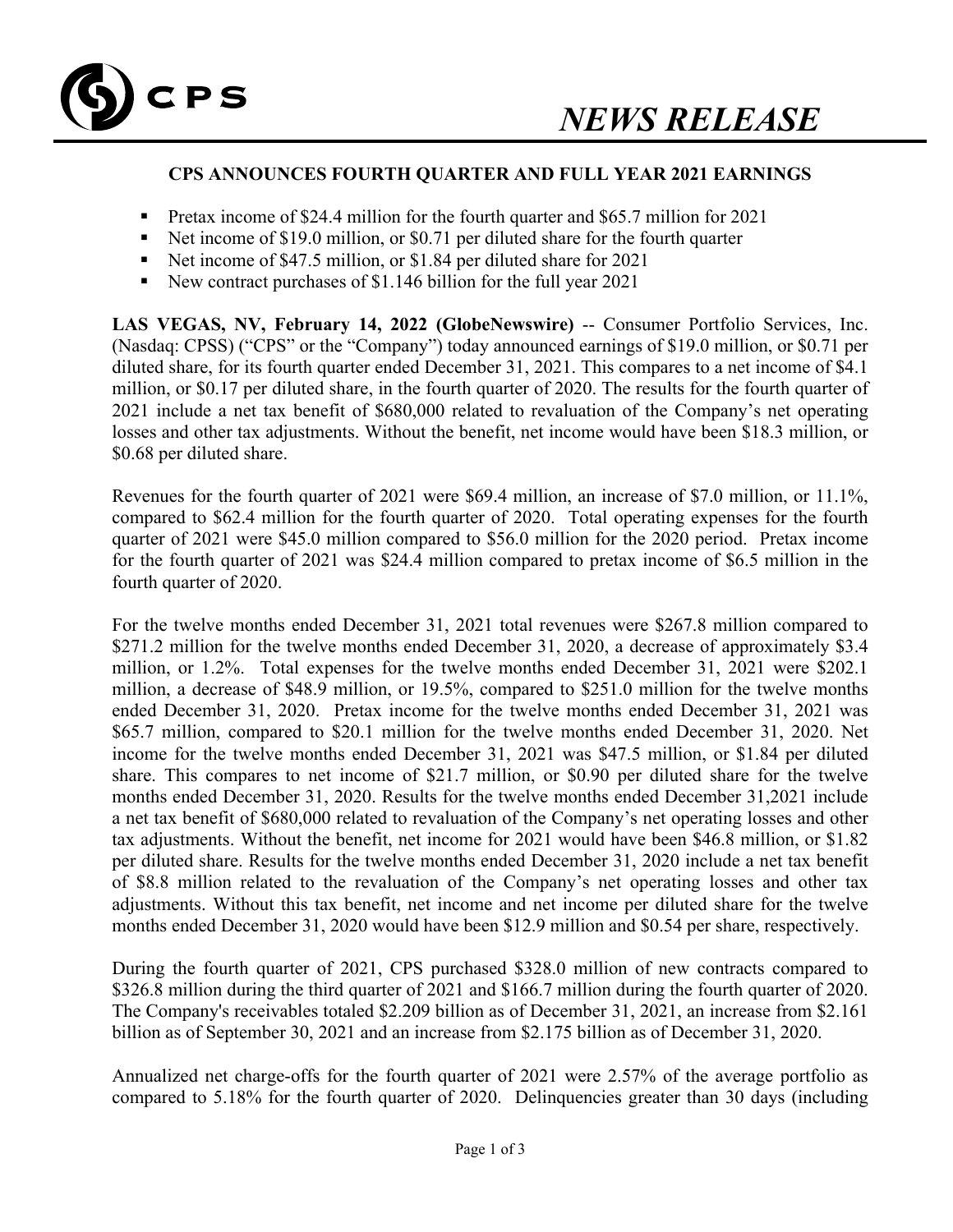CPS

*NEWS RELEASE*

## CPS ANNOUNCES FOURTH QUARTER AND FULL YEAR 2021 EARNINGS

- Pretax income of $24.4 million for the fourth quarter and $65.7 million for 2021
- Net income of $19.0 million, or $0.71 per diluted share for the fourth quarter
- Net income of $47.5 million, or $1.84 per diluted share for 2021
- New contract purchases of $1.146 billion for the full year 2021

**LAS VEGAS, NV, February 14, 2022 (GlobeNewswire)** -- Consumer Portfolio Services, Inc. (Nasdaq: CPSS) ("CPS" or the "Company") today announced earnings of $19.0 million, or $0.71 per diluted share, for its fourth quarter ended December 31, 2021. This compares to a net income of $4.1 million, or $0.17 per diluted share, in the fourth quarter of 2020. The results for the fourth quarter of 2021 include a net tax benefit of $680,000 related to revaluation of the Company's net operating losses and other tax adjustments. Without the benefit, net income would have been $18.3 million, or $0.68 per diluted share.

Revenues for the fourth quarter of 2021 were $69.4 million, an increase of $7.0 million, or 11.1%, compared to $62.4 million for the fourth quarter of 2020. Total operating expenses for the fourth quarter of 2021 were $45.0 million compared to $56.0 million for the 2020 period. Pretax income for the fourth quarter of 2021 was $24.4 million compared to pretax income of $6.5 million in the fourth quarter of 2020.

For the twelve months ended December 31, 2021 total revenues were $267.8 million compared to $271.2 million for the twelve months ended December 31, 2020, a decrease of approximately $3.4 million, or 1.2%. Total expenses for the twelve months ended December 31, 2021 were $202.1 million, a decrease of $48.9 million, or 19.5%, compared to $251.0 million for the twelve months ended December 31, 2020. Pretax income for the twelve months ended December 31, 2021 was $65.7 million, compared to $20.1 million for the twelve months ended December 31, 2020. Net income for the twelve months ended December 31, 2021 was $47.5 million, or $1.84 per diluted share. This compares to net income of $21.7 million, or $0.90 per diluted share for the twelve months ended December 31, 2020. Results for the twelve months ended December 31,2021 include a net tax benefit of $680,000 related to revaluation of the Company's net operating losses and other tax adjustments. Without the benefit, net income for 2021 would have been $46.8 million, or $1.82 per diluted share. Results for the twelve months ended December 31, 2020 include a net tax benefit of $8.8 million related to the revaluation of the Company's net operating losses and other tax adjustments. Without this tax benefit, net income and net income per diluted share for the twelve months ended December 31, 2020 would have been $12.9 million and $0.54 per share, respectively.

During the fourth quarter of 2021, CPS purchased $328.0 million of new contracts compared to $326.8 million during the third quarter of 2021 and $166.7 million during the fourth quarter of 2020. The Company's receivables totaled $2.209 billion as of December 31, 2021, an increase from $2.161 billion as of September 30, 2021 and an increase from $2.175 billion as of December 31, 2020.

Annualized net charge-offs for the fourth quarter of 2021 were 2.57% of the average portfolio as compared to 5.18% for the fourth quarter of 2020. Delinquencies greater than 30 days (including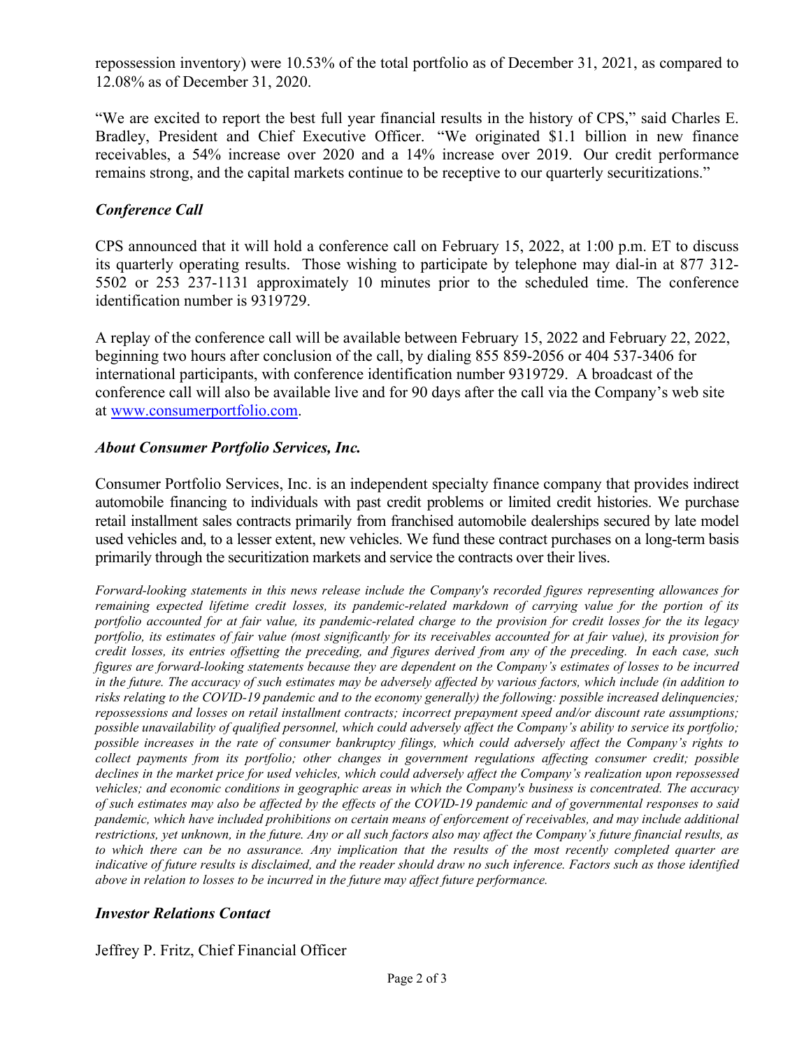repossession inventory) were 10.53% of the total portfolio as of December 31, 2021, as compared to 12.08% as of December 31, 2020.

"We are excited to report the best full year financial results in the history of CPS," said Charles E. Bradley, President and Chief Executive Officer. "We originated $1.1 billion in new finance receivables, a 54% increase over 2020 and a 14% increase over 2019. Our credit performance remains strong, and the capital markets continue to be receptive to our quarterly securitizations."

### *Conference Call*

CPS announced that it will hold a conference call on February 15, 2022, at 1:00 p.m. ET to discuss its quarterly operating results. Those wishing to participate by telephone may dial-in at 877 312-5502 or 253 237-1131 approximately 10 minutes prior to the scheduled time. The conference identification number is 9319729.

A replay of the conference call will be available between February 15, 2022 and February 22, 2022, beginning two hours after conclusion of the call, by dialing 855 859-2056 or 404 537-3406 for international participants, with conference identification number 9319729. A broadcast of the conference call will also be available live and for 90 days after the call via the Company's web site at www.consumerportfolio.com.

### *About Consumer Portfolio Services, Inc.*

Consumer Portfolio Services, Inc. is an independent specialty finance company that provides indirect automobile financing to individuals with past credit problems or limited credit histories. We purchase retail installment sales contracts primarily from franchised automobile dealerships secured by late model used vehicles and, to a lesser extent, new vehicles. We fund these contract purchases on a long-term basis primarily through the securitization markets and service the contracts over their lives.

*Forward-looking statements in this news release include the Company's recorded figures representing allowances for remaining expected lifetime credit losses, its pandemic-related markdown of carrying value for the portion of its portfolio accounted for at fair value, its pandemic-related charge to the provision for credit losses for the its legacy portfolio, its estimates of fair value (most significantly for its receivables accounted for at fair value), its provision for credit losses, its entries offsetting the preceding, and figures derived from any of the preceding. In each case, such figures are forward-looking statements because they are dependent on the Company's estimates of losses to be incurred in the future. The accuracy of such estimates may be adversely affected by various factors, which include (in addition to risks relating to the COVID-19 pandemic and to the economy generally) the following: possible increased delinquencies; repossessions and losses on retail installment contracts; incorrect prepayment speed and/or discount rate assumptions; possible unavailability of qualified personnel, which could adversely affect the Company's ability to service its portfolio; possible increases in the rate of consumer bankruptcy filings, which could adversely affect the Company's rights to collect payments from its portfolio; other changes in government regulations affecting consumer credit; possible declines in the market price for used vehicles, which could adversely affect the Company's realization upon repossessed vehicles; and economic conditions in geographic areas in which the Company's business is concentrated. The accuracy of such estimates may also be affected by the effects of the COVID-19 pandemic and of governmental responses to said pandemic, which have included prohibitions on certain means of enforcement of receivables, and may include additional restrictions, yet unknown, in the future. Any or all such factors also may affect the Company's future financial results, as to which there can be no assurance. Any implication that the results of the most recently completed quarter are indicative of future results is disclaimed, and the reader should draw no such inference. Factors such as those identified above in relation to losses to be incurred in the future may affect future performance.*

### *Investor Relations Contact*

Jeffrey P. Fritz, Chief Financial Officer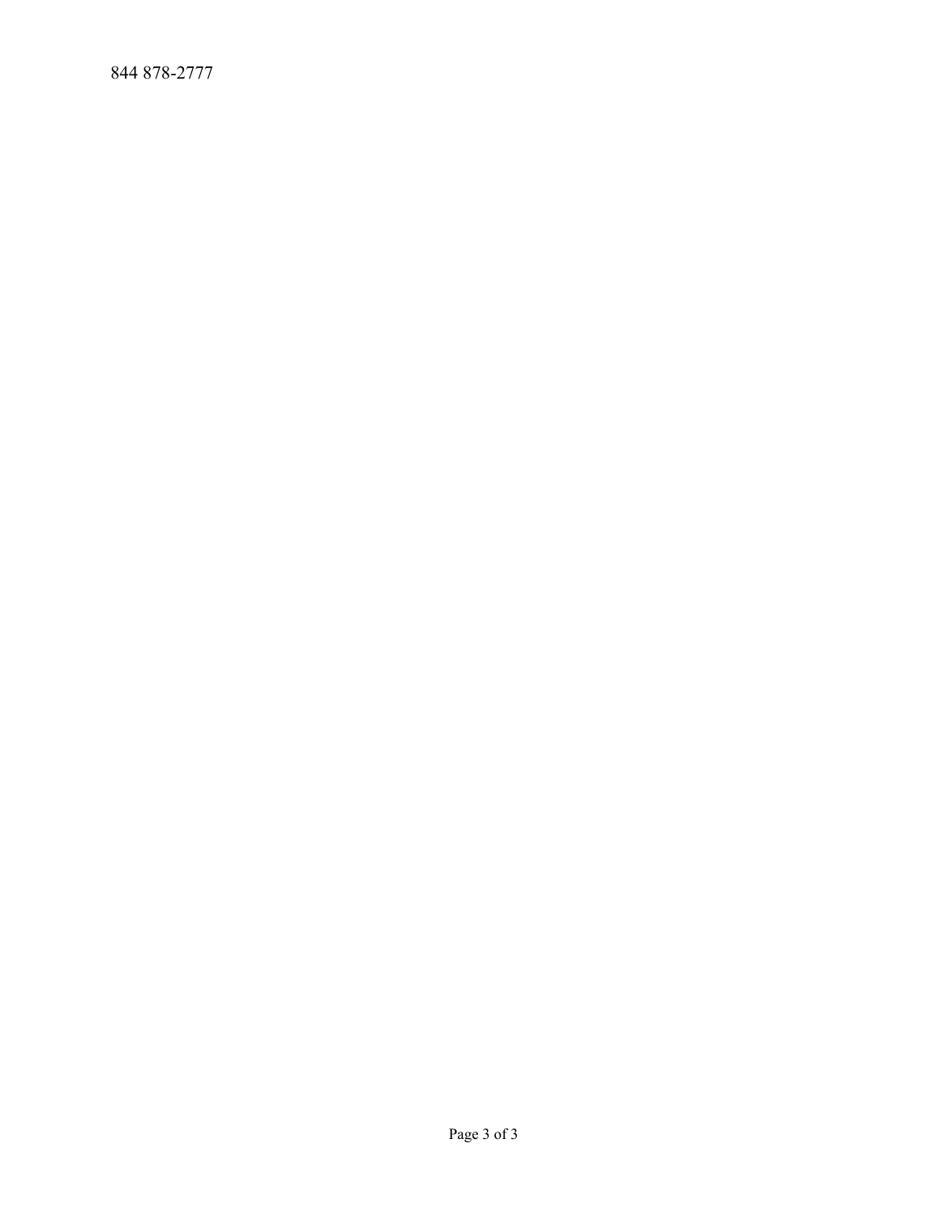844 878-2777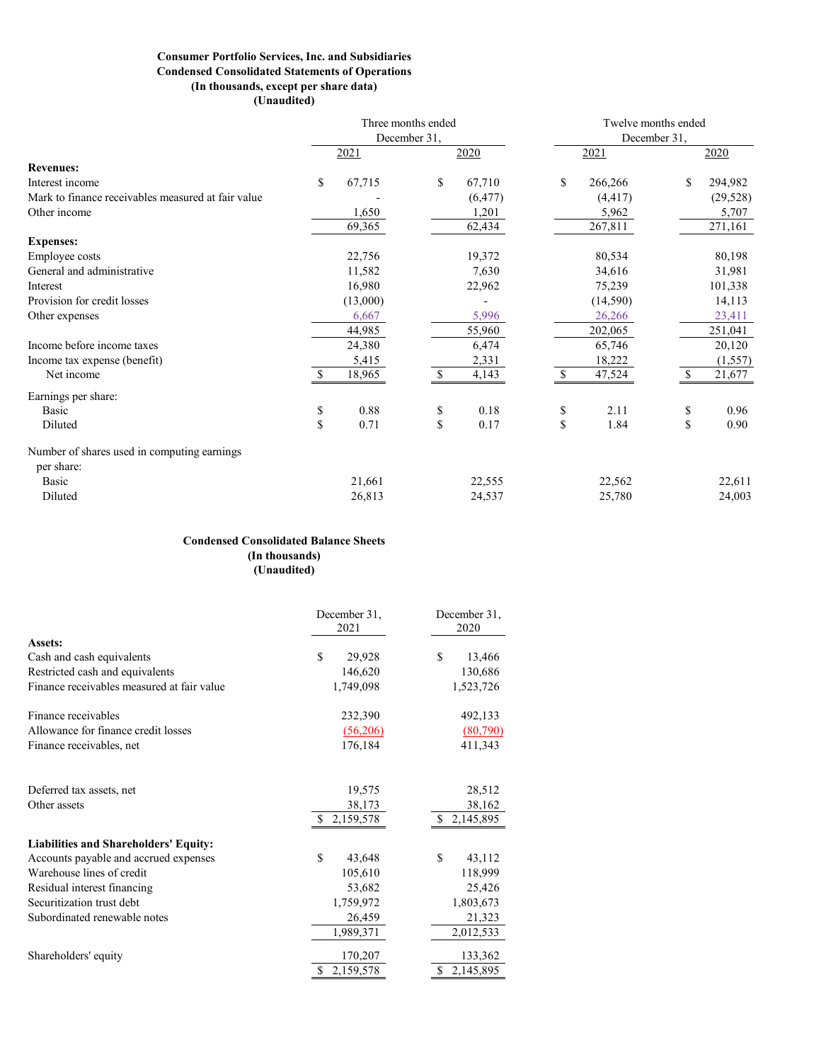**Consumer Portfolio Services, Inc. and Subsidiaries**
**Condensed Consolidated Statements of Operations**
**(In thousands, except per share data)**
**(Unaudited)**

| | Three months ended December 31, | | Twelve months ended December 31, | |
|---|---|---|---|---|
| | 2021 | 2020 | 2021 | 2020 |
| **Revenues:** | | | | |
| Interest income | $ 67,715 | $ 67,710 | $ 266,266 | $ 294,982 |
| Mark to finance receivables measured at fair value | - | (6,477) | (4,417) | (29,528) |
| Other income | 1,650 | 1,201 | 5,962 | 5,707 |
| | 69,365 | 62,434 | 267,811 | 271,161 |
| **Expenses:** | | | | |
| Employee costs | 22,756 | 19,372 | 80,534 | 80,198 |
| General and administrative | 11,582 | 7,630 | 34,616 | 31,981 |
| Interest | 16,980 | 22,962 | 75,239 | 101,338 |
| Provision for credit losses | (13,000) | - | (14,590) | 14,113 |
| Other expenses | 6,667 | 5,996 | 26,266 | 23,411 |
| | 44,985 | 55,960 | 202,065 | 251,041 |
| Income before income taxes | 24,380 | 6,474 | 65,746 | 20,120 |
| Income tax expense (benefit) | 5,415 | 2,331 | 18,222 | (1,557) |
| Net income | $ 18,965 | $ 4,143 | $ 47,524 | $ 21,677 |
| Earnings per share: | | | | |
| Basic | $ 0.88 | $ 0.18 | $ 2.11 | $ 0.96 |
| Diluted | $ 0.71 | $ 0.17 | $ 1.84 | $ 0.90 |
| Number of shares used in computing earnings per share: | | | | |
| Basic | 21,661 | 22,555 | 22,562 | 22,611 |
| Diluted | 26,813 | 24,537 | 25,780 | 24,003 |

**Condensed Consolidated Balance Sheets**
**(In thousands)**
**(Unaudited)**

| | December 31, 2021 | December 31, 2020 |
|---|---|---|
| **Assets:** | | |
| Cash and cash equivalents | $ 29,928 | $ 13,466 |
| Restricted cash and equivalents | 146,620 | 130,686 |
| Finance receivables measured at fair value | 1,749,098 | 1,523,726 |
| Finance receivables | 232,390 | 492,133 |
| Allowance for finance credit losses | (56,206) | (80,790) |
| Finance receivables, net | 176,184 | 411,343 |
| Deferred tax assets, net | 19,575 | 28,512 |
| Other assets | 38,173 | 38,162 |
| | $ 2,159,578 | $ 2,145,895 |
| **Liabilities and Shareholders' Equity:** | | |
| Accounts payable and accrued expenses | $ 43,648 | $ 43,112 |
| Warehouse lines of credit | 105,610 | 118,999 |
| Residual interest financing | 53,682 | 25,426 |
| Securitization trust debt | 1,759,972 | 1,803,673 |
| Subordinated renewable notes | 26,459 | 21,323 |
| | 1,989,371 | 2,012,533 |
| Shareholders' equity | 170,207 | 133,362 |
| | $ 2,159,578 | $ 2,145,895 |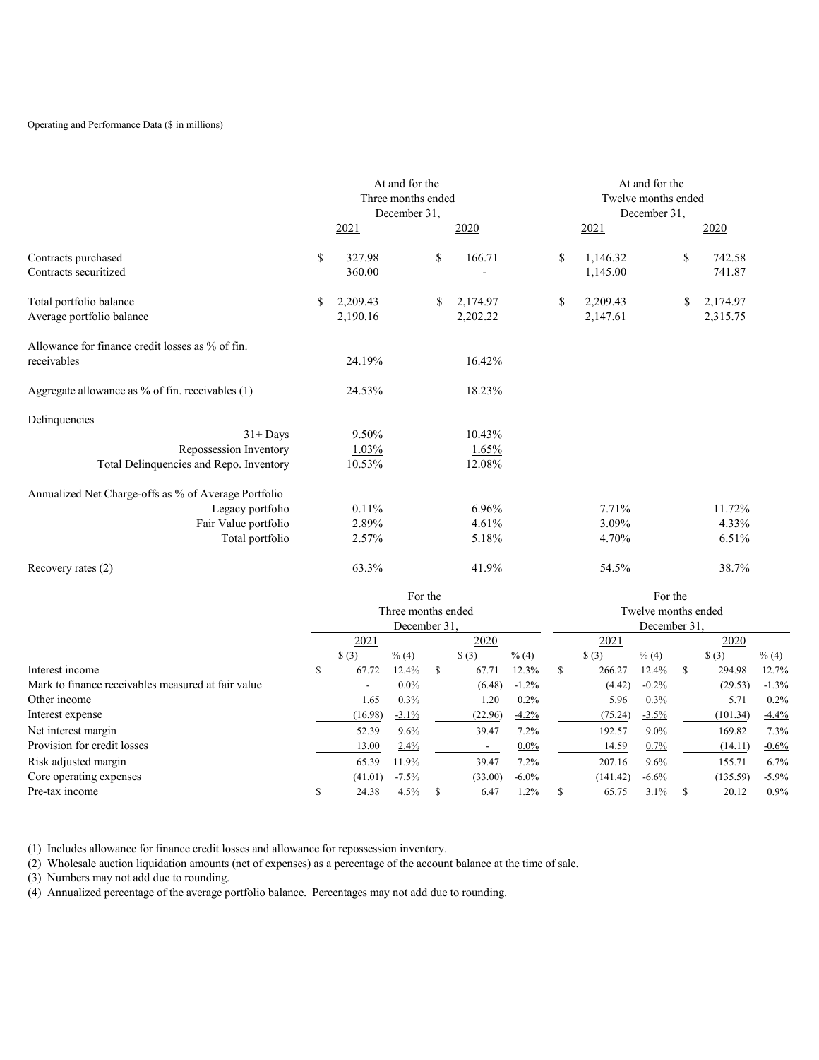Operating and Performance Data ($ in millions)

| | At and for the Three months ended December 31, 2021 | At and for the Three months ended December 31, 2020 | At and for the Twelve months ended December 31, 2021 | At and for the Twelve months ended December 31, 2020 |
|---|---|---|---|---|
| Contracts purchased | $ 327.98 | $ 166.71 | $ 1,146.32 | $ 742.58 |
| Contracts securitized | 360.00 | - | 1,145.00 | 741.87 |
| Total portfolio balance | $ 2,209.43 | $ 2,174.97 | $ 2,209.43 | $ 2,174.97 |
| Average portfolio balance | 2,190.16 | 2,202.22 | 2,147.61 | 2,315.75 |
| Allowance for finance credit losses as % of fin. receivables | 24.19% | 16.42% | | |
| Aggregate allowance as % of fin. receivables (1) | 24.53% | 18.23% | | |
| Delinquencies | | | | |
| 31+ Days | 9.50% | 10.43% | | |
| Repossession Inventory | 1.03% | 1.65% | | |
| Total Delinquencies and Repo. Inventory | 10.53% | 12.08% | | |
| Annualized Net Charge-offs as % of Average Portfolio | | | | |
| Legacy portfolio | 0.11% | 6.96% | 7.71% | 11.72% |
| Fair Value portfolio | 2.89% | 4.61% | 3.09% | 4.33% |
| Total portfolio | 2.57% | 5.18% | 4.70% | 6.51% |
| Recovery rates (2) | 63.3% | 41.9% | 54.5% | 38.7% |

| | For the Three months ended December 31, | | | | For the Twelve months ended December 31, | | | |
|---|---|---|---|---|---|---|---|---|
| | 2021 | | 2020 | | 2021 | | 2020 | |
| | $ (3) | % (4) | $ (3) | % (4) | $ (3) | % (4) | $ (3) | % (4) |
| Interest income | $ 67.72 | 12.4% | $ 67.71 | 12.3% | $ 266.27 | 12.4% | $ 294.98 | 12.7% |
| Mark to finance receivables measured at fair value | - | 0.0% | (6.48) | -1.2% | (4.42) | -0.2% | (29.53) | -1.3% |
| Other income | 1.65 | 0.3% | 1.20 | 0.2% | 5.96 | 0.3% | 5.71 | 0.2% |
| Interest expense | (16.98) | -3.1% | (22.96) | -4.2% | (75.24) | -3.5% | (101.34) | -4.4% |
| Net interest margin | 52.39 | 9.6% | 39.47 | 7.2% | 192.57 | 9.0% | 169.82 | 7.3% |
| Provision for credit losses | 13.00 | 2.4% | - | 0.0% | 14.59 | 0.7% | (14.11) | -0.6% |
| Risk adjusted margin | 65.39 | 11.9% | 39.47 | 7.2% | 207.16 | 9.6% | 155.71 | 6.7% |
| Core operating expenses | (41.01) | -7.5% | (33.00) | -6.0% | (141.42) | -6.6% | (135.59) | -5.9% |
| Pre-tax income | $ 24.38 | 4.5% | $ 6.47 | 1.2% | $ 65.75 | 3.1% | $ 20.12 | 0.9% |

(1) Includes allowance for finance credit losses and allowance for repossession inventory.
(2) Wholesale auction liquidation amounts (net of expenses) as a percentage of the account balance at the time of sale.
(3) Numbers may not add due to rounding.
(4) Annualized percentage of the average portfolio balance. Percentages may not add due to rounding.